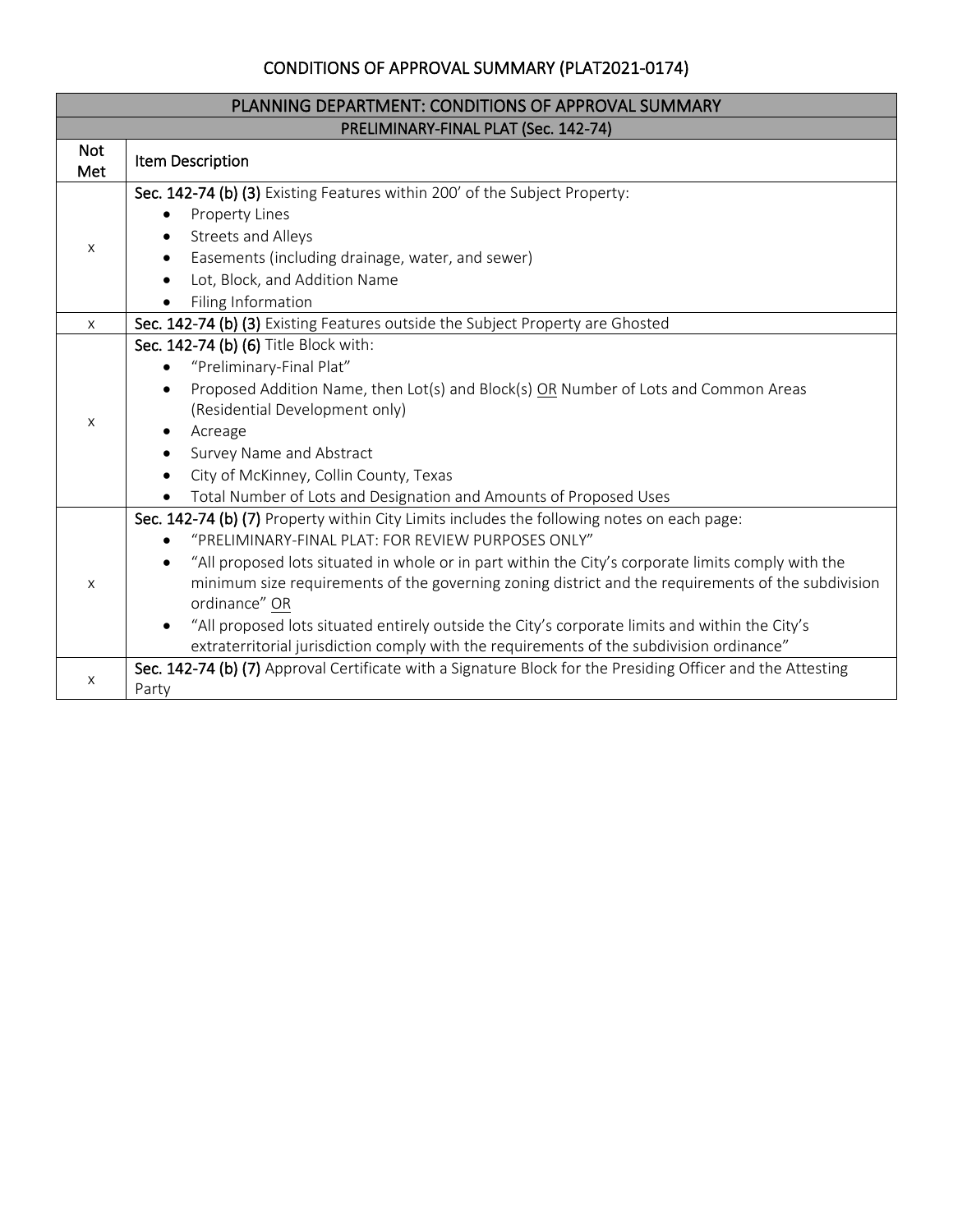# CONDITIONS OF APPROVAL SUMMARY (PLAT2021-0174)

| PLANNING DEPARTMENT: CONDITIONS OF APPROVAL SUMMARY | |
|---|---|
| PRELIMINARY-FINAL PLAT (Sec. 142-74) | |
| **Not Met** | **Item Description** |
| X | **Sec. 142-74 (b) (3)** Existing Features within 200' of the Subject Property:<br>• Property Lines<br>• Streets and Alleys<br>• Easements (including drainage, water, and sewer)<br>• Lot, Block, and Addition Name<br>• Filing Information |
| X | **Sec. 142-74 (b) (3)** Existing Features outside the Subject Property are Ghosted |
| X | **Sec. 142-74 (b) (6)** Title Block with:<br>• "Preliminary-Final Plat"<br>• Proposed Addition Name, then Lot(s) and Block(s) OR Number of Lots and Common Areas (Residential Development only)<br>• Acreage<br>• Survey Name and Abstract<br>• City of McKinney, Collin County, Texas<br>• Total Number of Lots and Designation and Amounts of Proposed Uses |
| X | **Sec. 142-74 (b) (7)** Property within City Limits includes the following notes on each page:<br>• "PRELIMINARY-FINAL PLAT: FOR REVIEW PURPOSES ONLY"<br>• "All proposed lots situated in whole or in part within the City's corporate limits comply with the minimum size requirements of the governing zoning district and the requirements of the subdivision ordinance" OR<br>• "All proposed lots situated entirely outside the City's corporate limits and within the City's extraterritorial jurisdiction comply with the requirements of the subdivision ordinance" |
| X | **Sec. 142-74 (b) (7)** Approval Certificate with a Signature Block for the Presiding Officer and the Attesting Party |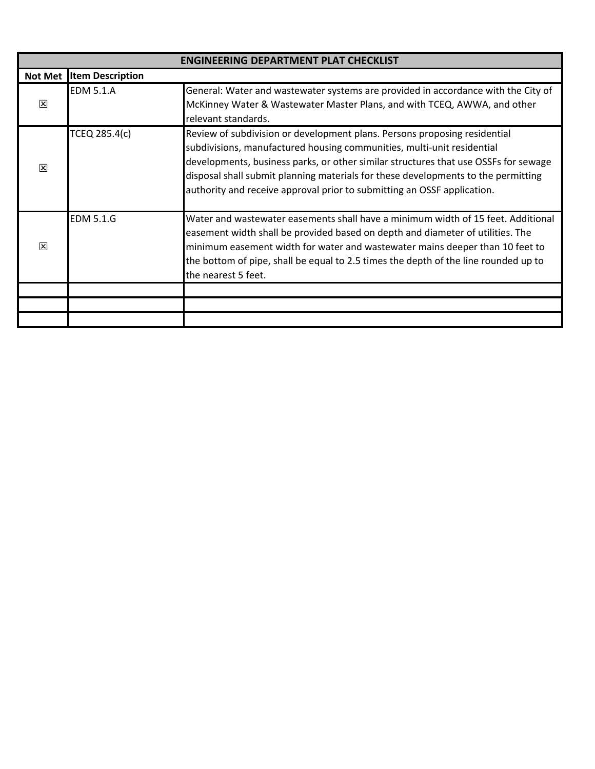| ENGINEERING DEPARTMENT PLAT CHECKLIST | | |
|---|---|---|
| **Not Met** | **Item Description** | |
| ☒ | EDM 5.1.A | General: Water and wastewater systems are provided in accordance with the City of McKinney Water & Wastewater Master Plans, and with TCEQ, AWWA, and other relevant standards. |
| ☒ | TCEQ 285.4(c) | Review of subdivision or development plans. Persons proposing residential subdivisions, manufactured housing communities, multi-unit residential developments, business parks, or other similar structures that use OSSFs for sewage disposal shall submit planning materials for these developments to the permitting authority and receive approval prior to submitting an OSSF application. |
| ☒ | EDM 5.1.G | Water and wastewater easements shall have a minimum width of 15 feet. Additional easement width shall be provided based on depth and diameter of utilities. The minimum easement width for water and wastewater mains deeper than 10 feet to the bottom of pipe, shall be equal to 2.5 times the depth of the line rounded up to the nearest 5 feet. |
| | | |
| | | |
| | | |